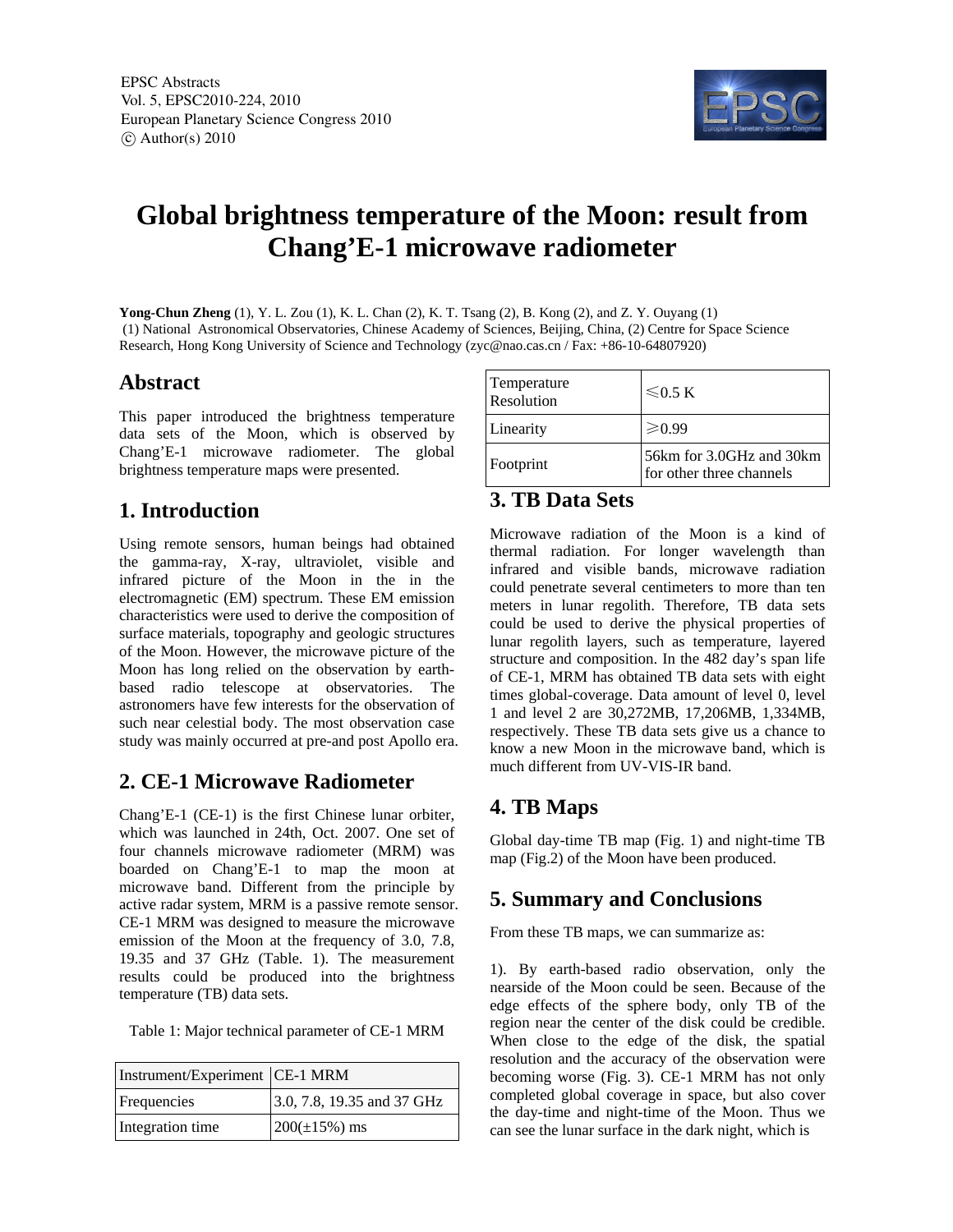# Global brightness temperature of the Moon: result from Chang'E-1 microwave radiometer

**Yong-Chun Zheng** (1), Y. L. Zou (1), K. L. Chan (2), K. T. Tsang (2), B. Kong (2), and Z. Y. Ouyang (1)
(1) National Astronomical Observatories, Chinese Academy of Sciences, Beijing, China, (2) Centre for Space Science Research, Hong Kong University of Science and Technology (zyc@nao.cas.cn / Fax: +86-10-64807920)

## Abstract

This paper introduced the brightness temperature data sets of the Moon, which is observed by Chang'E-1 microwave radiometer. The global brightness temperature maps were presented.

## 1. Introduction

Using remote sensors, human beings had obtained the gamma-ray, X-ray, ultraviolet, visible and infrared picture of the Moon in the in the electromagnetic (EM) spectrum. These EM emission characteristics were used to derive the composition of surface materials, topography and geologic structures of the Moon. However, the microwave picture of the Moon has long relied on the observation by earth-based radio telescope at observatories. The astronomers have few interests for the observation of such near celestial body. The most observation case study was mainly occurred at pre-and post Apollo era.

## 2. CE-1 Microwave Radiometer

Chang'E-1 (CE-1) is the first Chinese lunar orbiter, which was launched in 24th, Oct. 2007. One set of four channels microwave radiometer (MRM) was boarded on Chang'E-1 to map the moon at microwave band. Different from the principle by active radar system, MRM is a passive remote sensor. CE-1 MRM was designed to measure the microwave emission of the Moon at the frequency of 3.0, 7.8, 19.35 and 37 GHz (Table. 1). The measurement results could be produced into the brightness temperature (TB) data sets.

Table 1: Major technical parameter of CE-1 MRM

| Instrument/Experiment | CE-1 MRM |
|---|---|
| Frequencies | 3.0, 7.8, 19.35 and 37 GHz |
| Integration time | 200(±15%) ms |
| Temperature Resolution | ⩽0.5 K |
| Linearity | ⩾0.99 |
| Footprint | 56km for 3.0GHz and 30km for other three channels |

## 3. TB Data Sets

Microwave radiation of the Moon is a kind of thermal radiation. For longer wavelength than infrared and visible bands, microwave radiation could penetrate several centimeters to more than ten meters in lunar regolith. Therefore, TB data sets could be used to derive the physical properties of lunar regolith layers, such as temperature, layered structure and composition. In the 482 day's span life of CE-1, MRM has obtained TB data sets with eight times global-coverage. Data amount of level 0, level 1 and level 2 are 30,272MB, 17,206MB, 1,334MB, respectively. These TB data sets give us a chance to know a new Moon in the microwave band, which is much different from UV-VIS-IR band.

## 4. TB Maps

Global day-time TB map (Fig. 1) and night-time TB map (Fig.2) of the Moon have been produced.

## 5. Summary and Conclusions

From these TB maps, we can summarize as:

1). By earth-based radio observation, only the nearside of the Moon could be seen. Because of the edge effects of the sphere body, only TB of the region near the center of the disk could be credible. When close to the edge of the disk, the spatial resolution and the accuracy of the observation were becoming worse (Fig. 3). CE-1 MRM has not only completed global coverage in space, but also cover the day-time and night-time of the Moon. Thus we can see the lunar surface in the dark night, which is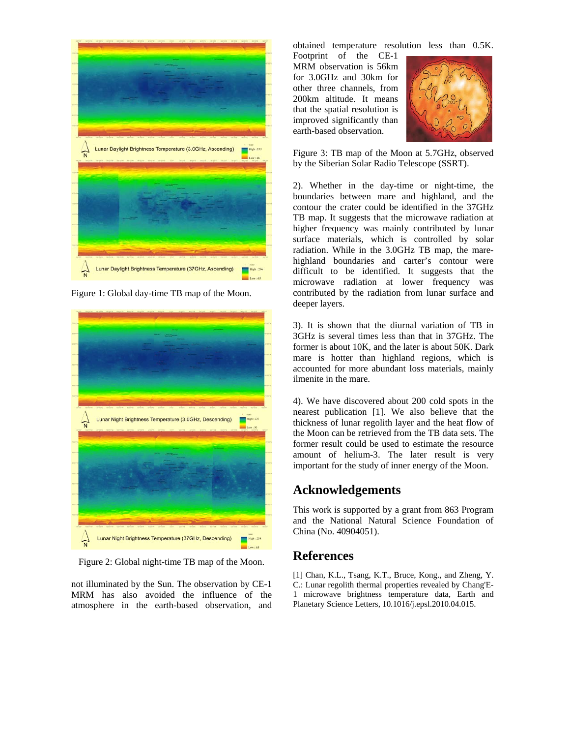Lunar Daylight Brightness Temperature (3.0GHz, Ascending)

Lunar Daylight Brightness Temperature (37GHz, Ascending)

Figure 1: Global day-time TB map of the Moon.

Lunar Night Brightness Temperature (3.0GHz, Descending)

Lunar Night Brightness Temperature (37GHz, Descending)

Figure 2: Global night-time TB map of the Moon.

not illuminated by the Sun. The observation by CE-1 MRM has also avoided the influence of the atmosphere in the earth-based observation, and obtained temperature resolution less than 0.5K. Footprint of the CE-1 MRM observation is 56km for 3.0GHz and 30km for other three channels, from 200km altitude. It means that the spatial resolution is improved significantly than earth-based observation.

Figure 3: TB map of the Moon at 5.7GHz, observed by the Siberian Solar Radio Telescope (SSRT).

2). Whether in the day-time or night-time, the boundaries between mare and highland, and the contour the crater could be identified in the 37GHz TB map. It suggests that the microwave radiation at higher frequency was mainly contributed by lunar surface materials, which is controlled by solar radiation. While in the 3.0GHz TB map, the mare-highland boundaries and carter's contour were difficult to be identified. It suggests that the microwave radiation at lower frequency was contributed by the radiation from lunar surface and deeper layers.

3). It is shown that the diurnal variation of TB in 3GHz is several times less than that in 37GHz. The former is about 10K, and the later is about 50K. Dark mare is hotter than highland regions, which is accounted for more abundant loss materials, mainly ilmenite in the mare.

4). We have discovered about 200 cold spots in the nearest publication [1]. We also believe that the thickness of lunar regolith layer and the heat flow of the Moon can be retrieved from the TB data sets. The former result could be used to estimate the resource amount of helium-3. The later result is very important for the study of inner energy of the Moon.

## Acknowledgements

This work is supported by a grant from 863 Program and the National Natural Science Foundation of China (No. 40904051).

## References

[1] Chan, K.L., Tsang, K.T., Bruce, Kong., and Zheng, Y. C.: Lunar regolith thermal properties revealed by Chang'E-1 microwave brightness temperature data, Earth and Planetary Science Letters, 10.1016/j.epsl.2010.04.015.